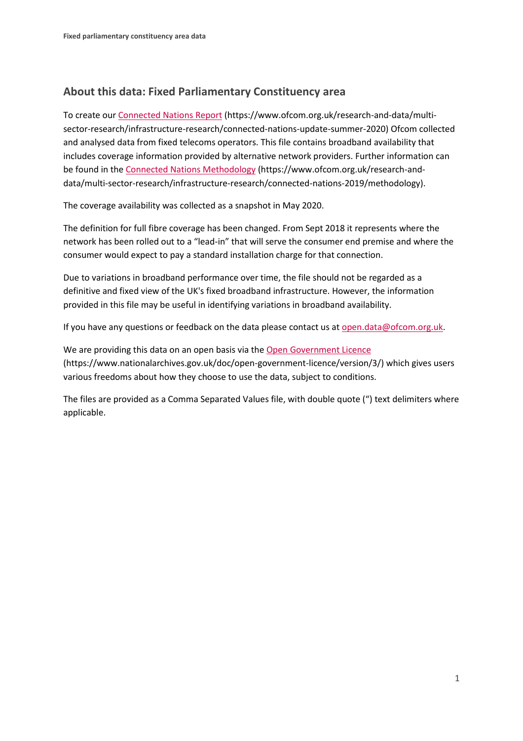## About this data: Fixed Parliamentary Constituency area

To create our [Connected Nations Report](https://www.ofcom.org.uk/research-and-data/multi-sector-research/infrastructure-research/connected-nations-update-summer-2020) (https://www.ofcom.org.uk/research-and-data/multi-sector-research/infrastructure-research/connected-nations-update-summer-2020) Ofcom collected and analysed data from fixed telecoms operators. This file contains broadband availability that includes coverage information provided by alternative network providers. Further information can be found in the [Connected Nations Methodology](https://www.ofcom.org.uk/research-and-data/multi-sector-research/infrastructure-research/connected-nations-2019/methodology) (https://www.ofcom.org.uk/research-and-data/multi-sector-research/infrastructure-research/connected-nations-2019/methodology).

The coverage availability was collected as a snapshot in May 2020.

The definition for full fibre coverage has been changed. From Sept 2018 it represents where the network has been rolled out to a "lead-in" that will serve the consumer end premise and where the consumer would expect to pay a standard installation charge for that connection.

Due to variations in broadband performance over time, the file should not be regarded as a definitive and fixed view of the UK's fixed broadband infrastructure. However, the information provided in this file may be useful in identifying variations in broadband availability.

If you have any questions or feedback on the data please contact us at [open.data@ofcom.org.uk](mailto:open.data@ofcom.org.uk).

We are providing this data on an open basis via the [Open Government Licence](https://www.nationalarchives.gov.uk/doc/open-government-licence/version/3/) (https://www.nationalarchives.gov.uk/doc/open-government-licence/version/3/) which gives users various freedoms about how they choose to use the data, subject to conditions.

The files are provided as a Comma Separated Values file, with double quote (") text delimiters where applicable.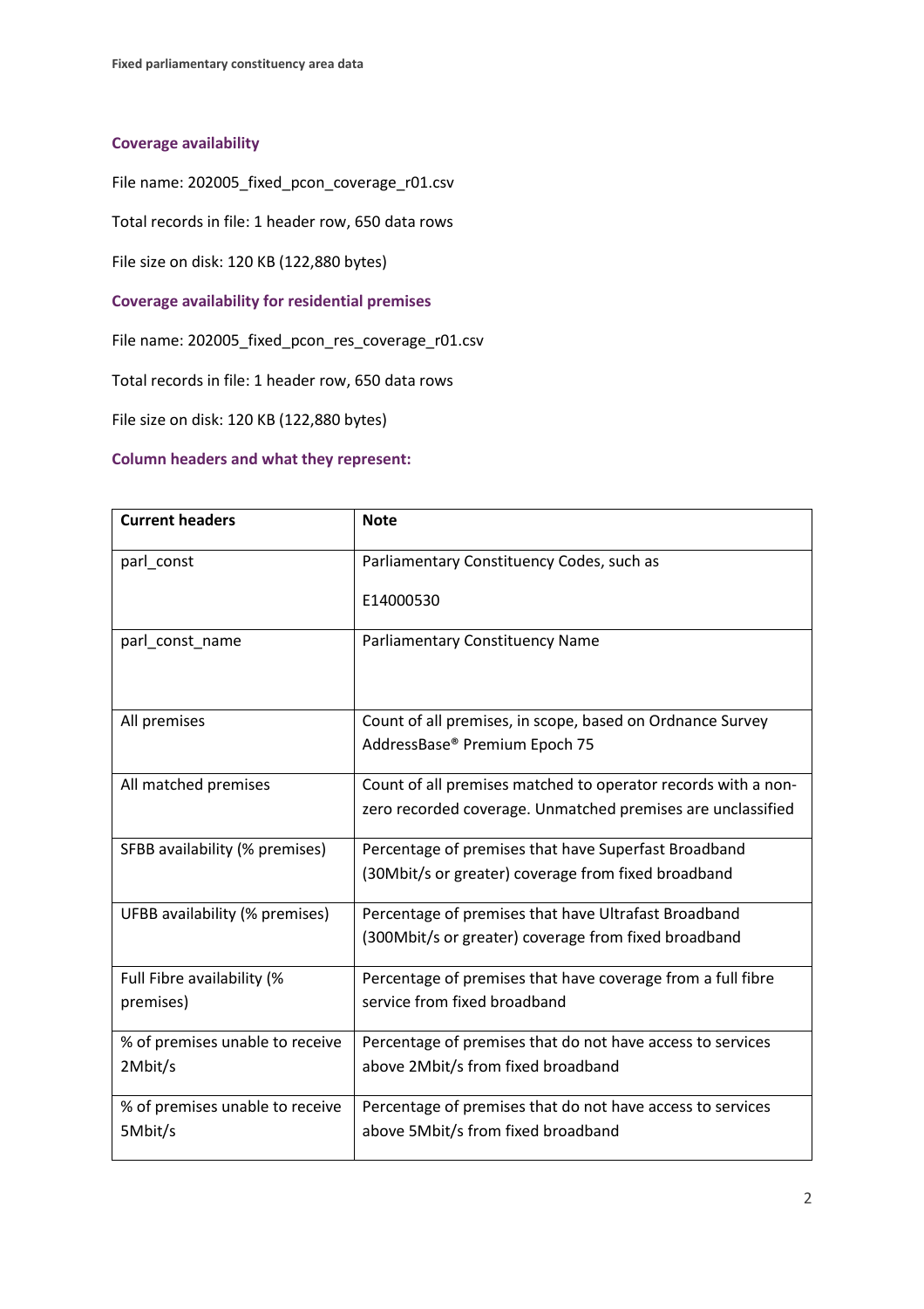### Coverage availability

File name: 202005_fixed_pcon_coverage_r01.csv

Total records in file: 1 header row, 650 data rows

File size on disk: 120 KB (122,880 bytes)

### Coverage availability for residential premises

File name: 202005_fixed_pcon_res_coverage_r01.csv

Total records in file: 1 header row, 650 data rows

File size on disk: 120 KB (122,880 bytes)

### Column headers and what they represent:

| Current headers | Note |
|---|---|
| parl_const | Parliamentary Constituency Codes, such as E14000530 |
| parl_const_name | Parliamentary Constituency Name |
| All premises | Count of all premises, in scope, based on Ordnance Survey AddressBase® Premium Epoch 75 |
| All matched premises | Count of all premises matched to operator records with a non-zero recorded coverage. Unmatched premises are unclassified |
| SFBB availability (% premises) | Percentage of premises that have Superfast Broadband (30Mbit/s or greater) coverage from fixed broadband |
| UFBB availability (% premises) | Percentage of premises that have Ultrafast Broadband (300Mbit/s or greater) coverage from fixed broadband |
| Full Fibre availability (% premises) | Percentage of premises that have coverage from a full fibre service from fixed broadband |
| % of premises unable to receive 2Mbit/s | Percentage of premises that do not have access to services above 2Mbit/s from fixed broadband |
| % of premises unable to receive 5Mbit/s | Percentage of premises that do not have access to services above 5Mbit/s from fixed broadband |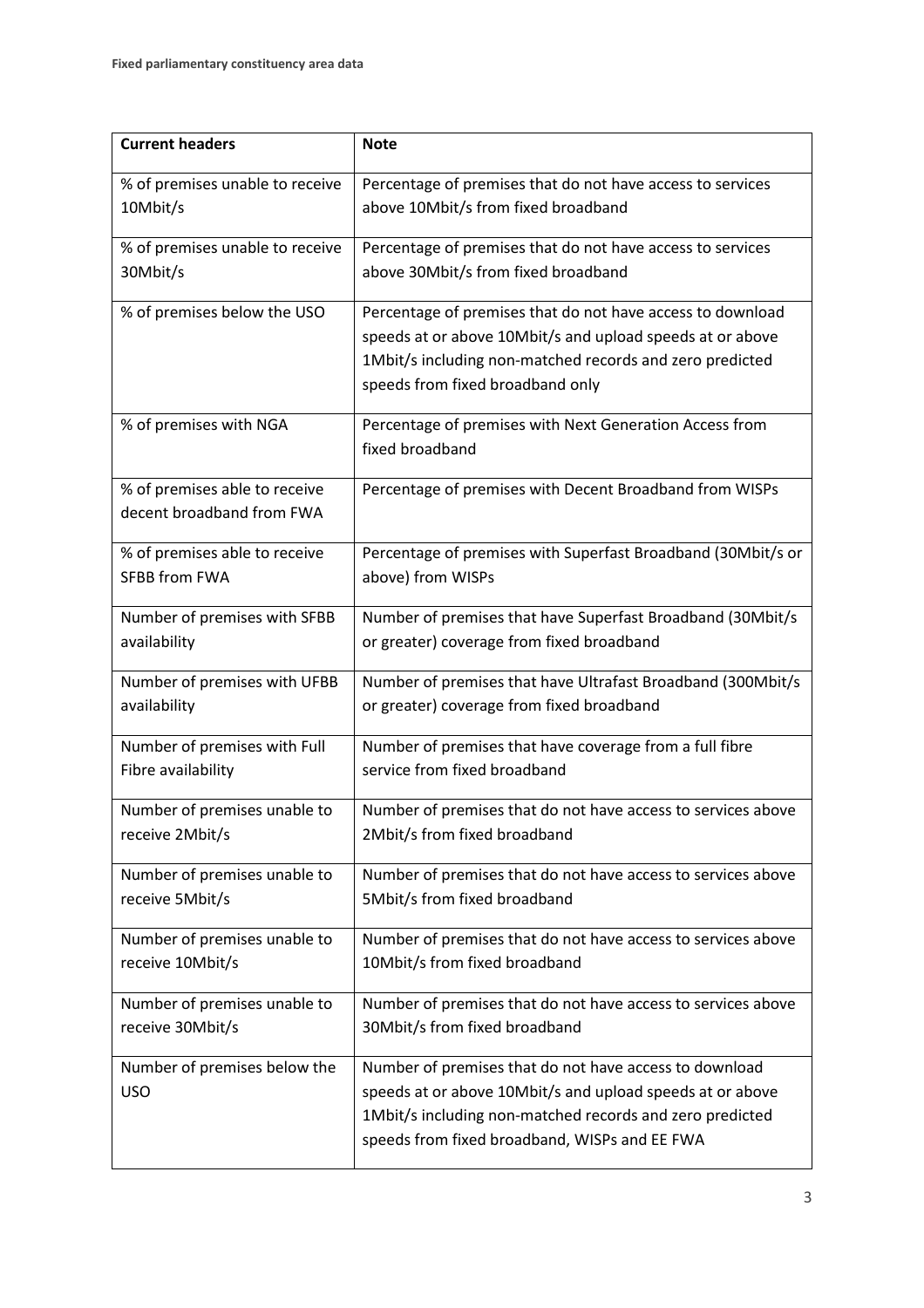| Current headers | Note |
| --- | --- |
| % of premises unable to receive 10Mbit/s | Percentage of premises that do not have access to services above 10Mbit/s from fixed broadband |
| % of premises unable to receive 30Mbit/s | Percentage of premises that do not have access to services above 30Mbit/s from fixed broadband |
| % of premises below the USO | Percentage of premises that do not have access to download speeds at or above 10Mbit/s and upload speeds at or above 1Mbit/s including non-matched records and zero predicted speeds from fixed broadband only |
| % of premises with NGA | Percentage of premises with Next Generation Access from fixed broadband |
| % of premises able to receive decent broadband from FWA | Percentage of premises with Decent Broadband from WISPs |
| % of premises able to receive SFBB from FWA | Percentage of premises with Superfast Broadband (30Mbit/s or above) from WISPs |
| Number of premises with SFBB availability | Number of premises that have Superfast Broadband (30Mbit/s or greater) coverage from fixed broadband |
| Number of premises with UFBB availability | Number of premises that have Ultrafast Broadband (300Mbit/s or greater) coverage from fixed broadband |
| Number of premises with Full Fibre availability | Number of premises that have coverage from a full fibre service from fixed broadband |
| Number of premises unable to receive 2Mbit/s | Number of premises that do not have access to services above 2Mbit/s from fixed broadband |
| Number of premises unable to receive 5Mbit/s | Number of premises that do not have access to services above 5Mbit/s from fixed broadband |
| Number of premises unable to receive 10Mbit/s | Number of premises that do not have access to services above 10Mbit/s from fixed broadband |
| Number of premises unable to receive 30Mbit/s | Number of premises that do not have access to services above 30Mbit/s from fixed broadband |
| Number of premises below the USO | Number of premises that do not have access to download speeds at or above 10Mbit/s and upload speeds at or above 1Mbit/s including non-matched records and zero predicted speeds from fixed broadband, WISPs and EE FWA |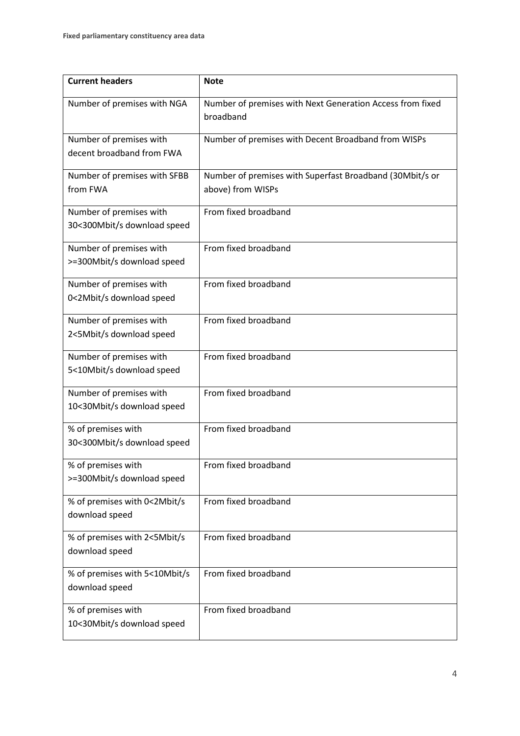| Current headers | Note |
|---|---|
| Number of premises with NGA | Number of premises with Next Generation Access from fixed broadband |
| Number of premises with decent broadband from FWA | Number of premises with Decent Broadband from WISPs |
| Number of premises with SFBB from FWA | Number of premises with Superfast Broadband (30Mbit/s or above) from WISPs |
| Number of premises with 30<300Mbit/s download speed | From fixed broadband |
| Number of premises with >=300Mbit/s download speed | From fixed broadband |
| Number of premises with 0<2Mbit/s download speed | From fixed broadband |
| Number of premises with 2<5Mbit/s download speed | From fixed broadband |
| Number of premises with 5<10Mbit/s download speed | From fixed broadband |
| Number of premises with 10<30Mbit/s download speed | From fixed broadband |
| % of premises with 30<300Mbit/s download speed | From fixed broadband |
| % of premises with >=300Mbit/s download speed | From fixed broadband |
| % of premises with 0<2Mbit/s download speed | From fixed broadband |
| % of premises with 2<5Mbit/s download speed | From fixed broadband |
| % of premises with 5<10Mbit/s download speed | From fixed broadband |
| % of premises with 10<30Mbit/s download speed | From fixed broadband |